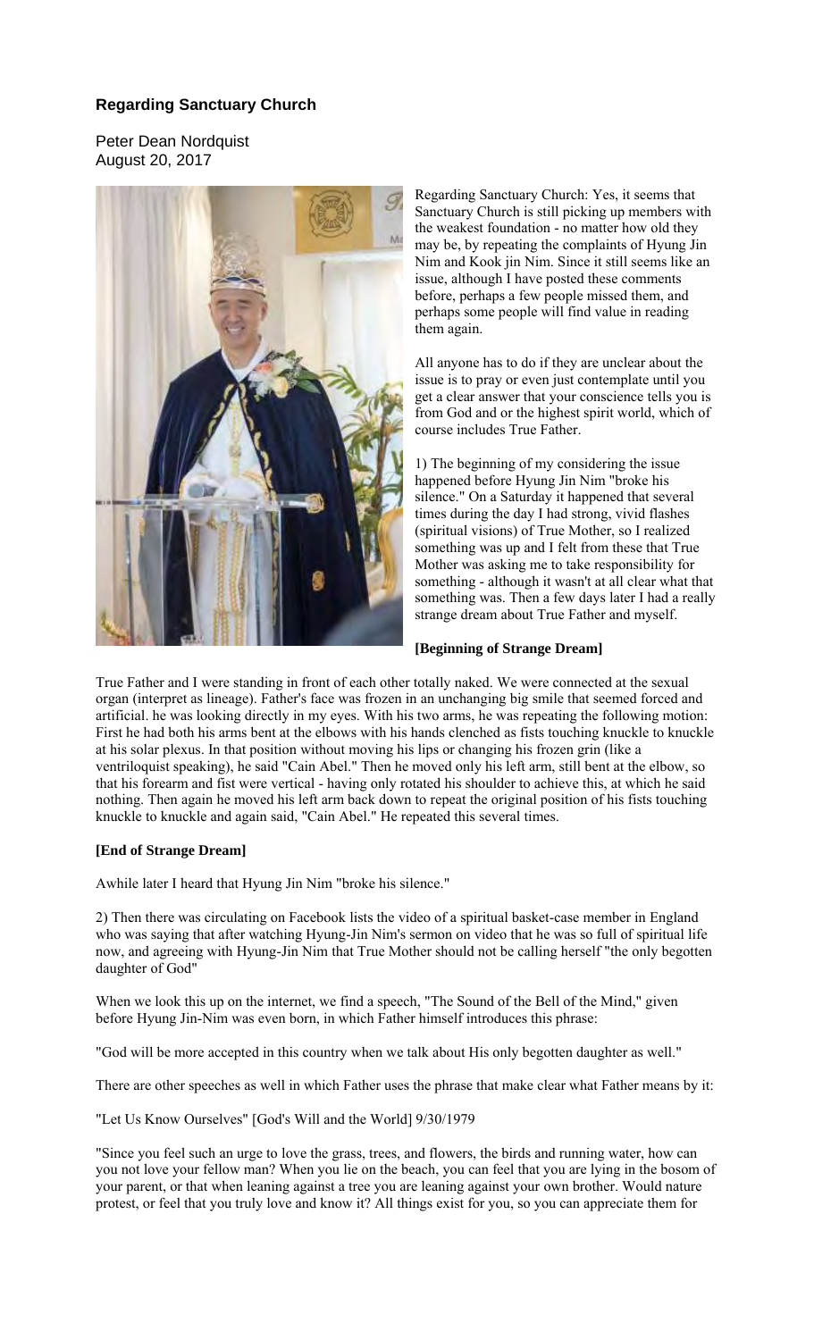# Regarding Sanctuary Church

Peter Dean Nordquist
August 20, 2017

Regarding Sanctuary Church: Yes, it seems that Sanctuary Church is still picking up members with the weakest foundation - no matter how old they may be, by repeating the complaints of Hyung Jin Nim and Kook jin Nim. Since it still seems like an issue, although I have posted these comments before, perhaps a few people missed them, and perhaps some people will find value in reading them again.

All anyone has to do if they are unclear about the issue is to pray or even just contemplate until you get a clear answer that your conscience tells you is from God and or the highest spirit world, which of course includes True Father.

1) The beginning of my considering the issue happened before Hyung Jin Nim "broke his silence." On a Saturday it happened that several times during the day I had strong, vivid flashes (spiritual visions) of True Mother, so I realized something was up and I felt from these that True Mother was asking me to take responsibility for something - although it wasn't at all clear what that something was. Then a few days later I had a really strange dream about True Father and myself.

**[Beginning of Strange Dream]**

True Father and I were standing in front of each other totally naked. We were connected at the sexual organ (interpret as lineage). Father's face was frozen in an unchanging big smile that seemed forced and artificial. he was looking directly in my eyes. With his two arms, he was repeating the following motion: First he had both his arms bent at the elbows with his hands clenched as fists touching knuckle to knuckle at his solar plexus. In that position without moving his lips or changing his frozen grin (like a ventriloquist speaking), he said "Cain Abel." Then he moved only his left arm, still bent at the elbow, so that his forearm and fist were vertical - having only rotated his shoulder to achieve this, at which he said nothing. Then again he moved his left arm back down to repeat the original position of his fists touching knuckle to knuckle and again said, "Cain Abel." He repeated this several times.

**[End of Strange Dream]**

Awhile later I heard that Hyung Jin Nim "broke his silence."

2) Then there was circulating on Facebook lists the video of a spiritual basket-case member in England who was saying that after watching Hyung-Jin Nim's sermon on video that he was so full of spiritual life now, and agreeing with Hyung-Jin Nim that True Mother should not be calling herself "the only begotten daughter of God"

When we look this up on the internet, we find a speech, "The Sound of the Bell of the Mind," given before Hyung Jin-Nim was even born, in which Father himself introduces this phrase:

"God will be more accepted in this country when we talk about His only begotten daughter as well."

There are other speeches as well in which Father uses the phrase that make clear what Father means by it:

"Let Us Know Ourselves" [God's Will and the World] 9/30/1979

"Since you feel such an urge to love the grass, trees, and flowers, the birds and running water, how can you not love your fellow man? When you lie on the beach, you can feel that you are lying in the bosom of your parent, or that when leaning against a tree you are leaning against your own brother. Would nature protest, or feel that you truly love and know it? All things exist for you, so you can appreciate them for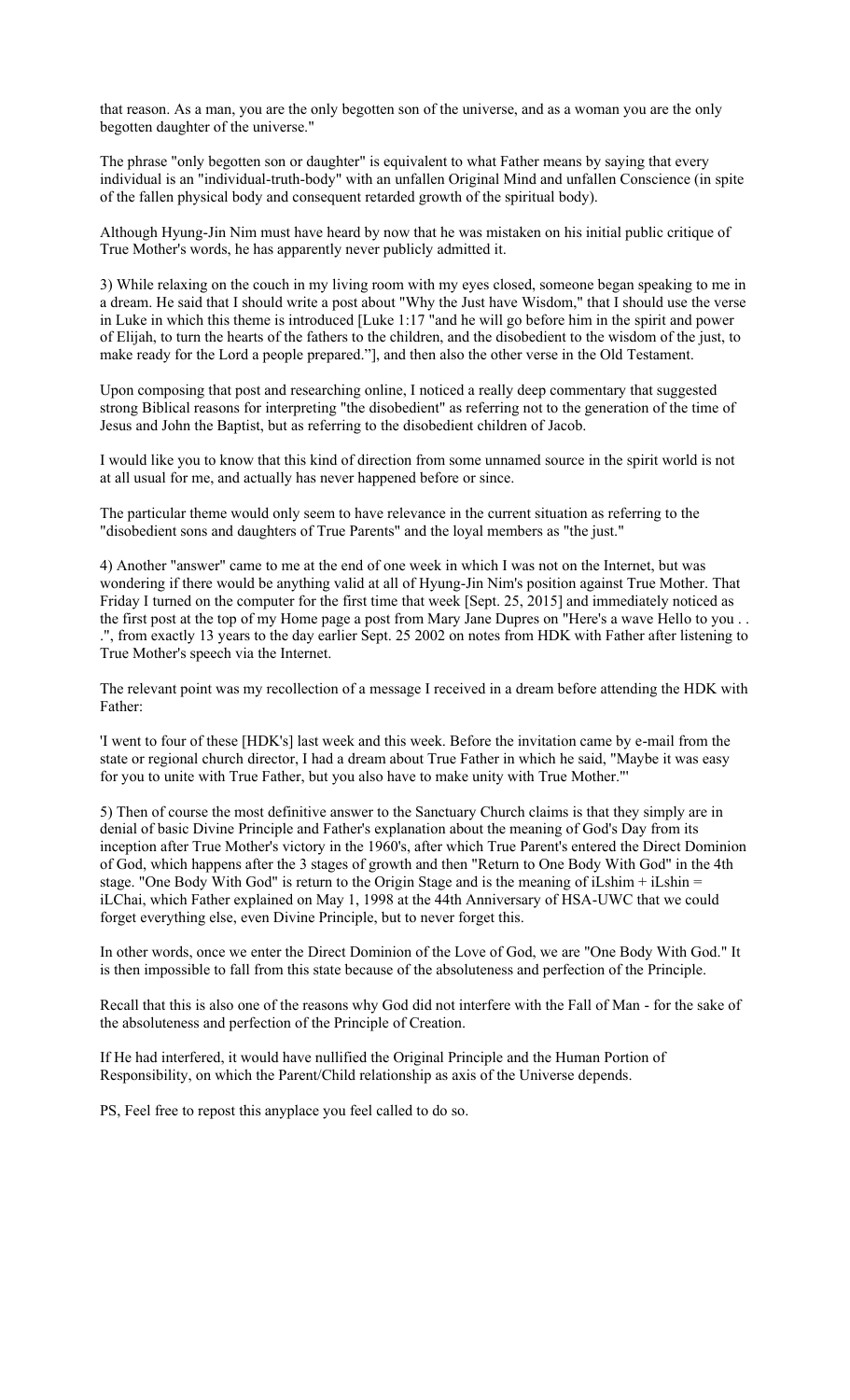that reason. As a man, you are the only begotten son of the universe, and as a woman you are the only begotten daughter of the universe."

The phrase "only begotten son or daughter" is equivalent to what Father means by saying that every individual is an "individual-truth-body" with an unfallen Original Mind and unfallen Conscience (in spite of the fallen physical body and consequent retarded growth of the spiritual body).

Although Hyung-Jin Nim must have heard by now that he was mistaken on his initial public critique of True Mother's words, he has apparently never publicly admitted it.

3) While relaxing on the couch in my living room with my eyes closed, someone began speaking to me in a dream. He said that I should write a post about "Why the Just have Wisdom," that I should use the verse in Luke in which this theme is introduced [Luke 1:17 "and he will go before him in the spirit and power of Elijah, to turn the hearts of the fathers to the children, and the disobedient to the wisdom of the just, to make ready for the Lord a people prepared."], and then also the other verse in the Old Testament.

Upon composing that post and researching online, I noticed a really deep commentary that suggested strong Biblical reasons for interpreting "the disobedient" as referring not to the generation of the time of Jesus and John the Baptist, but as referring to the disobedient children of Jacob.

I would like you to know that this kind of direction from some unnamed source in the spirit world is not at all usual for me, and actually has never happened before or since.

The particular theme would only seem to have relevance in the current situation as referring to the "disobedient sons and daughters of True Parents" and the loyal members as "the just."

4) Another "answer" came to me at the end of one week in which I was not on the Internet, but was wondering if there would be anything valid at all of Hyung-Jin Nim's position against True Mother. That Friday I turned on the computer for the first time that week [Sept. 25, 2015] and immediately noticed as the first post at the top of my Home page a post from Mary Jane Dupres on "Here's a wave Hello to you . . .", from exactly 13 years to the day earlier Sept. 25 2002 on notes from HDK with Father after listening to True Mother's speech via the Internet.

The relevant point was my recollection of a message I received in a dream before attending the HDK with Father:

'I went to four of these [HDK's] last week and this week. Before the invitation came by e-mail from the state or regional church director, I had a dream about True Father in which he said, "Maybe it was easy for you to unite with True Father, but you also have to make unity with True Mother."'

5) Then of course the most definitive answer to the Sanctuary Church claims is that they simply are in denial of basic Divine Principle and Father's explanation about the meaning of God's Day from its inception after True Mother's victory in the 1960's, after which True Parent's entered the Direct Dominion of God, which happens after the 3 stages of growth and then "Return to One Body With God" in the 4th stage. "One Body With God" is return to the Origin Stage and is the meaning of iLshim + iLshin = iLChai, which Father explained on May 1, 1998 at the 44th Anniversary of HSA-UWC that we could forget everything else, even Divine Principle, but to never forget this.

In other words, once we enter the Direct Dominion of the Love of God, we are "One Body With God." It is then impossible to fall from this state because of the absoluteness and perfection of the Principle.

Recall that this is also one of the reasons why God did not interfere with the Fall of Man - for the sake of the absoluteness and perfection of the Principle of Creation.

If He had interfered, it would have nullified the Original Principle and the Human Portion of Responsibility, on which the Parent/Child relationship as axis of the Universe depends.

PS, Feel free to repost this anyplace you feel called to do so.